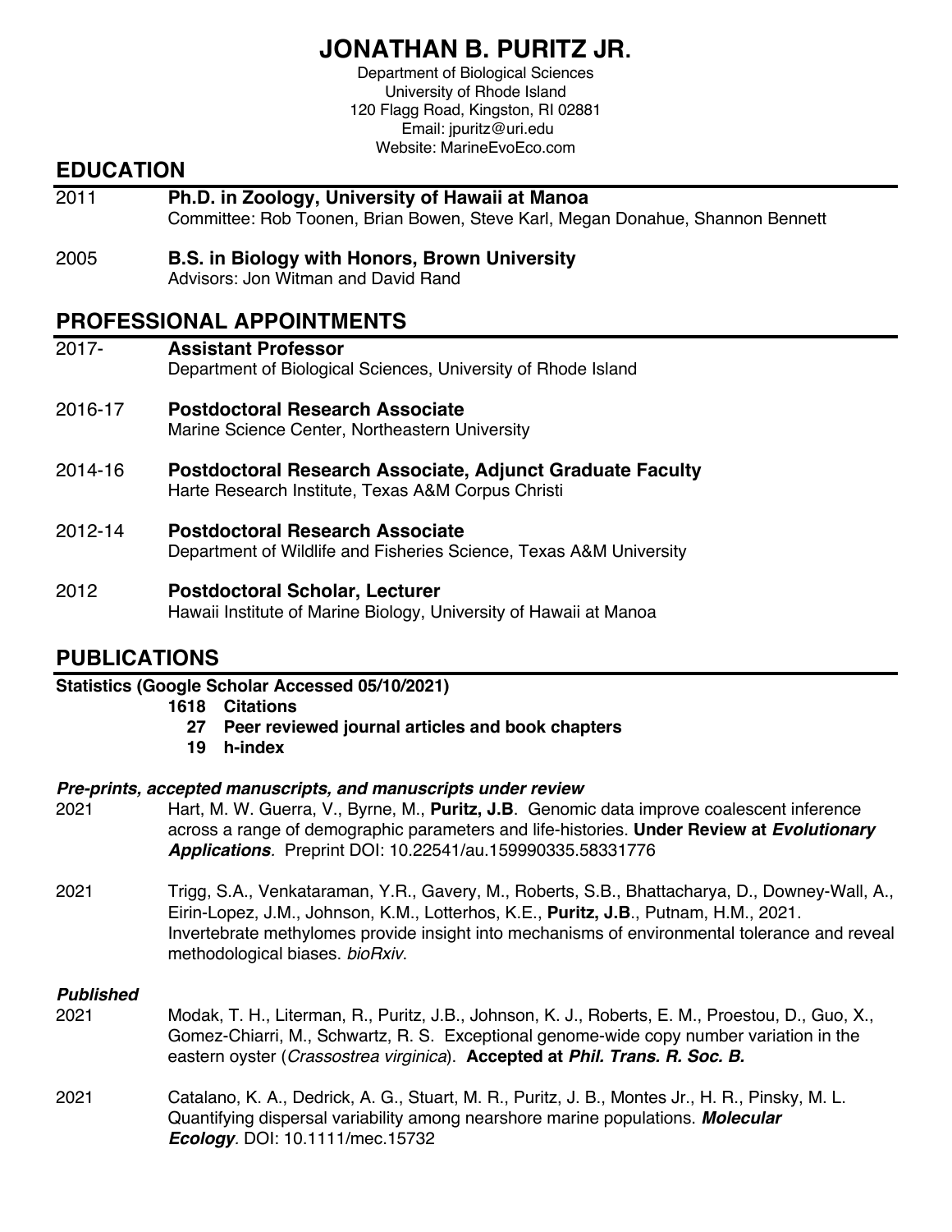# JONATHAN B. PURITZ JR.

Department of Biological Sciences
University of Rhode Island
120 Flagg Road, Kingston, RI 02881
Email: jpuritz@uri.edu
Website: MarineEvoEco.com

## EDUCATION

2011 **Ph.D. in Zoology, University of Hawaii at Manoa**
Committee: Rob Toonen, Brian Bowen, Steve Karl, Megan Donahue, Shannon Bennett

2005 **B.S. in Biology with Honors, Brown University**
Advisors: Jon Witman and David Rand

## PROFESSIONAL APPOINTMENTS

2017- **Assistant Professor**
Department of Biological Sciences, University of Rhode Island

2016-17 **Postdoctoral Research Associate**
Marine Science Center, Northeastern University

2014-16 **Postdoctoral Research Associate, Adjunct Graduate Faculty**
Harte Research Institute, Texas A&M Corpus Christi

2012-14 **Postdoctoral Research Associate**
Department of Wildlife and Fisheries Science, Texas A&M University

2012 **Postdoctoral Scholar, Lecturer**
Hawaii Institute of Marine Biology, University of Hawaii at Manoa

## PUBLICATIONS

**Statistics (Google Scholar Accessed 05/10/2021)**

- **1618 Citations**
- **27 Peer reviewed journal articles and book chapters**
- **19 h-index**

***Pre-prints, accepted manuscripts, and manuscripts under review***

2021 Hart, M. W. Guerra, V., Byrne, M., **Puritz, J.B**. Genomic data improve coalescent inference across a range of demographic parameters and life-histories. **Under Review at *Evolutionary Applications***. Preprint DOI: 10.22541/au.159990335.58331776

2021 Trigg, S.A., Venkataraman, Y.R., Gavery, M., Roberts, S.B., Bhattacharya, D., Downey-Wall, A., Eirin-Lopez, J.M., Johnson, K.M., Lotterhos, K.E., **Puritz, J.B**., Putnam, H.M., 2021. Invertebrate methylomes provide insight into mechanisms of environmental tolerance and reveal methodological biases. *bioRxiv*.

***Published***

2021 Modak, T. H., Literman, R., Puritz, J.B., Johnson, K. J., Roberts, E. M., Proestou, D., Guo, X., Gomez-Chiarri, M., Schwartz, R. S. Exceptional genome-wide copy number variation in the eastern oyster (*Crassostrea virginica*). **Accepted at *Phil. Trans. R. Soc. B.***

2021 Catalano, K. A., Dedrick, A. G., Stuart, M. R., Puritz, J. B., Montes Jr., H. R., Pinsky, M. L. Quantifying dispersal variability among nearshore marine populations. ***Molecular Ecology***. DOI: 10.1111/mec.15732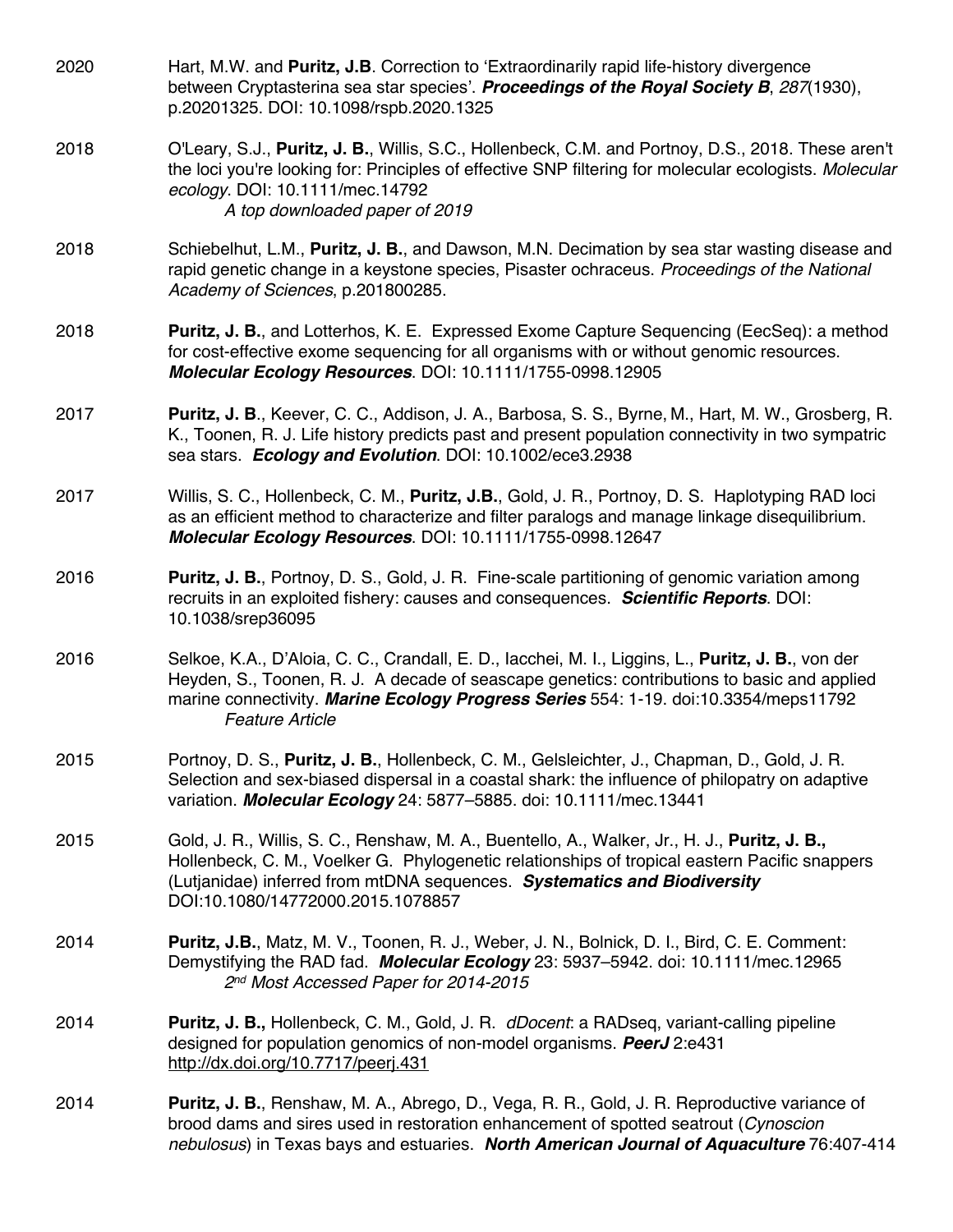2020 Hart, M.W. and **Puritz, J.B**. Correction to 'Extraordinarily rapid life-history divergence between Cryptasterina sea star species'. ***Proceedings of the Royal Society B***, *287*(1930), p.20201325. DOI: 10.1098/rspb.2020.1325

2018 O'Leary, S.J., **Puritz, J. B.**, Willis, S.C., Hollenbeck, C.M. and Portnoy, D.S., 2018. These aren't the loci you're looking for: Principles of effective SNP filtering for molecular ecologists. *Molecular ecology*. DOI: 10.1111/mec.14792
*A top downloaded paper of 2019*

2018 Schiebelhut, L.M., **Puritz, J. B.**, and Dawson, M.N. Decimation by sea star wasting disease and rapid genetic change in a keystone species, Pisaster ochraceus. *Proceedings of the National Academy of Sciences*, p.201800285.

2018 **Puritz, J. B.**, and Lotterhos, K. E. Expressed Exome Capture Sequencing (EecSeq): a method for cost-effective exome sequencing for all organisms with or without genomic resources. ***Molecular Ecology Resources***. DOI: 10.1111/1755-0998.12905

2017 **Puritz, J. B**., Keever, C. C., Addison, J. A., Barbosa, S. S., Byrne, M., Hart, M. W., Grosberg, R. K., Toonen, R. J. Life history predicts past and present population connectivity in two sympatric sea stars. ***Ecology and Evolution***. DOI: 10.1002/ece3.2938

2017 Willis, S. C., Hollenbeck, C. M., **Puritz, J.B.**, Gold, J. R., Portnoy, D. S. Haplotyping RAD loci as an efficient method to characterize and filter paralogs and manage linkage disequilibrium. ***Molecular Ecology Resources***. DOI: 10.1111/1755-0998.12647

2016 **Puritz, J. B.**, Portnoy, D. S., Gold, J. R. Fine-scale partitioning of genomic variation among recruits in an exploited fishery: causes and consequences. ***Scientific Reports***. DOI: 10.1038/srep36095

2016 Selkoe, K.A., D'Aloia, C. C., Crandall, E. D., Iacchei, M. I., Liggins, L., **Puritz, J. B.**, von der Heyden, S., Toonen, R. J. A decade of seascape genetics: contributions to basic and applied marine connectivity. ***Marine Ecology Progress Series*** 554: 1-19. doi:10.3354/meps11792
*Feature Article*

2015 Portnoy, D. S., **Puritz, J. B.**, Hollenbeck, C. M., Gelsleichter, J., Chapman, D., Gold, J. R. Selection and sex-biased dispersal in a coastal shark: the influence of philopatry on adaptive variation. ***Molecular Ecology*** 24: 5877–5885. doi: 10.1111/mec.13441

2015 Gold, J. R., Willis, S. C., Renshaw, M. A., Buentello, A., Walker, Jr., H. J., **Puritz, J. B.,** Hollenbeck, C. M., Voelker G. Phylogenetic relationships of tropical eastern Pacific snappers (Lutjanidae) inferred from mtDNA sequences. ***Systematics and Biodiversity*** DOI:10.1080/14772000.2015.1078857

2014 **Puritz, J.B.**, Matz, M. V., Toonen, R. J., Weber, J. N., Bolnick, D. I., Bird, C. E. Comment: Demystifying the RAD fad. ***Molecular Ecology*** 23: 5937–5942. doi: 10.1111/mec.12965
*2nd Most Accessed Paper for 2014-2015*

2014 **Puritz, J. B.,** Hollenbeck, C. M., Gold, J. R. *dDocent*: a RADseq, variant-calling pipeline designed for population genomics of non-model organisms. ***PeerJ*** 2:e431 http://dx.doi.org/10.7717/peerj.431

2014 **Puritz, J. B.**, Renshaw, M. A., Abrego, D., Vega, R. R., Gold, J. R. Reproductive variance of brood dams and sires used in restoration enhancement of spotted seatrout (*Cynoscion nebulosus*) in Texas bays and estuaries. ***North American Journal of Aquaculture*** 76:407-414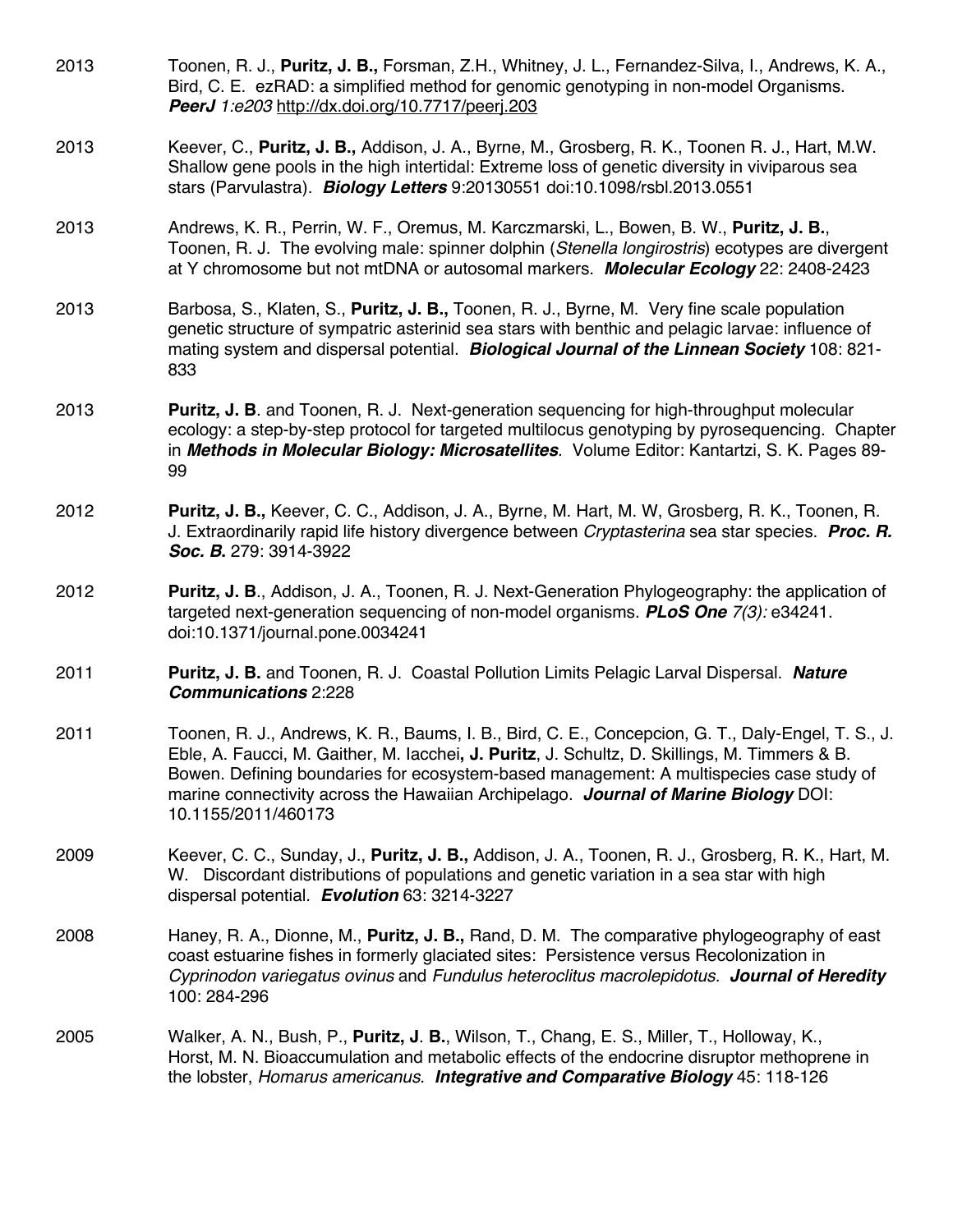2013 Toonen, R. J., **Puritz, J. B.,** Forsman, Z.H., Whitney, J. L., Fernandez-Silva, I., Andrews, K. A., Bird, C. E. ezRAD: a simplified method for genomic genotyping in non-model Organisms. ***PeerJ*** *1:e203* http://dx.doi.org/10.7717/peerj.203

2013 Keever, C., **Puritz, J. B.,** Addison, J. A., Byrne, M., Grosberg, R. K., Toonen R. J., Hart, M.W. Shallow gene pools in the high intertidal: Extreme loss of genetic diversity in viviparous sea stars (Parvulastra). ***Biology Letters*** 9:20130551 doi:10.1098/rsbl.2013.0551

2013 Andrews, K. R., Perrin, W. F., Oremus, M. Karczmarski, L., Bowen, B. W., **Puritz, J. B.**, Toonen, R. J. The evolving male: spinner dolphin (*Stenella longirostris*) ecotypes are divergent at Y chromosome but not mtDNA or autosomal markers. ***Molecular Ecology*** 22: 2408-2423

2013 Barbosa, S., Klaten, S., **Puritz, J. B.,** Toonen, R. J., Byrne, M. Very fine scale population genetic structure of sympatric asterinid sea stars with benthic and pelagic larvae: influence of mating system and dispersal potential. ***Biological Journal of the Linnean Society*** 108: 821-833

2013 **Puritz, J. B**. and Toonen, R. J. Next-generation sequencing for high-throughput molecular ecology: a step-by-step protocol for targeted multilocus genotyping by pyrosequencing. Chapter in ***Methods in Molecular Biology: Microsatellites***. Volume Editor: Kantartzi, S. K. Pages 89-99

2012 **Puritz, J. B.,** Keever, C. C., Addison, J. A., Byrne, M. Hart, M. W, Grosberg, R. K., Toonen, R. J. Extraordinarily rapid life history divergence between *Cryptasterina* sea star species. ***Proc. R. Soc. B.*** 279: 3914-3922

2012 **Puritz, J. B**., Addison, J. A., Toonen, R. J. Next-Generation Phylogeography: the application of targeted next-generation sequencing of non-model organisms. ***PLoS One*** *7(3):* e34241. doi:10.1371/journal.pone.0034241

2011 **Puritz, J. B.** and Toonen, R. J. Coastal Pollution Limits Pelagic Larval Dispersal. ***Nature Communications*** 2:228

2011 Toonen, R. J., Andrews, K. R., Baums, I. B., Bird, C. E., Concepcion, G. T., Daly-Engel, T. S., J. Eble, A. Faucci, M. Gaither, M. Iacchei**, J. Puritz**, J. Schultz, D. Skillings, M. Timmers & B. Bowen. Defining boundaries for ecosystem-based management: A multispecies case study of marine connectivity across the Hawaiian Archipelago. ***Journal of Marine Biology*** DOI: 10.1155/2011/460173

2009 Keever, C. C., Sunday, J., **Puritz, J. B.,** Addison, J. A., Toonen, R. J., Grosberg, R. K., Hart, M. W. Discordant distributions of populations and genetic variation in a sea star with high dispersal potential. ***Evolution*** 63: 3214-3227

2008 Haney, R. A., Dionne, M., **Puritz, J. B.,** Rand, D. M. The comparative phylogeography of east coast estuarine fishes in formerly glaciated sites: Persistence versus Recolonization in *Cyprinodon variegatus ovinus* and *Fundulus heteroclitus macrolepidotus*. ***Journal of Heredity*** 100: 284-296

2005 Walker, A. N., Bush, P., **Puritz, J**. **B.**, Wilson, T., Chang, E. S., Miller, T., Holloway, K., Horst, M. N. Bioaccumulation and metabolic effects of the endocrine disruptor methoprene in the lobster, *Homarus americanus*. ***Integrative and Comparative Biology*** 45: 118-126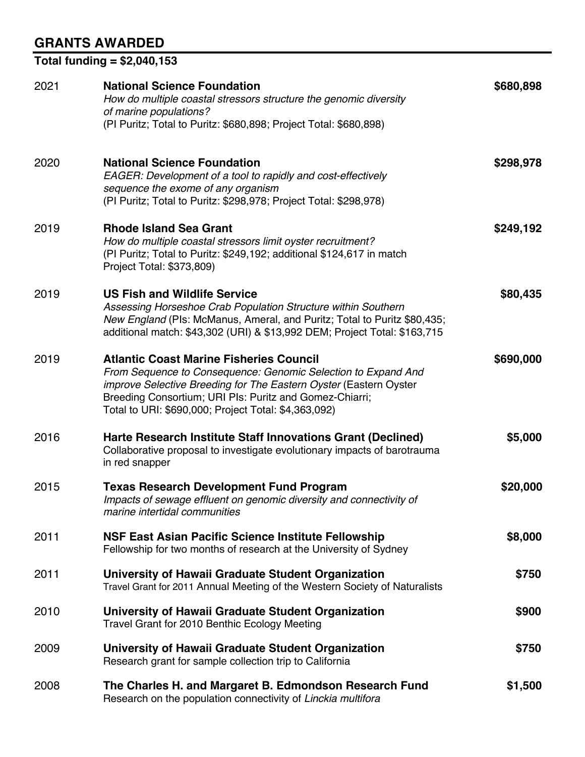## GRANTS AWARDED

**Total funding = $2,040,153**

2021 **National Science Foundation** **$680,898**
*How do multiple coastal stressors structure the genomic diversity of marine populations?*
(PI Puritz; Total to Puritz: $680,898; Project Total: $680,898)

2020 **National Science Foundation** **$298,978**
*EAGER: Development of a tool to rapidly and cost-effectively sequence the exome of any organism*
(PI Puritz; Total to Puritz: $298,978; Project Total: $298,978)

2019 **Rhode Island Sea Grant** **$249,192**
*How do multiple coastal stressors limit oyster recruitment?*
(PI Puritz; Total to Puritz: $249,192; additional $124,617 in match Project Total: $373,809)

2019 **US Fish and Wildlife Service** **$80,435**
*Assessing Horseshoe Crab Population Structure within Southern New England* (PIs: McManus, Ameral, and Puritz; Total to Puritz $80,435; additional match: $43,302 (URI) & $13,992 DEM; Project Total: $163,715

2019 **Atlantic Coast Marine Fisheries Council** **$690,000**
*From Sequence to Consequence: Genomic Selection to Expand And improve Selective Breeding for The Eastern Oyster* (Eastern Oyster Breeding Consortium; URI PIs: Puritz and Gomez-Chiarri; Total to URI: $690,000; Project Total: $4,363,092)

2016 **Harte Research Institute Staff Innovations Grant (Declined)** **$5,000**
Collaborative proposal to investigate evolutionary impacts of barotrauma in red snapper

2015 **Texas Research Development Fund Program** **$20,000**
*Impacts of sewage effluent on genomic diversity and connectivity of marine intertidal communities*

2011 **NSF East Asian Pacific Science Institute Fellowship** **$8,000**
Fellowship for two months of research at the University of Sydney

2011 **University of Hawaii Graduate Student Organization** **$750**
Travel Grant for 2011 Annual Meeting of the Western Society of Naturalists

2010 **University of Hawaii Graduate Student Organization** **$900**
Travel Grant for 2010 Benthic Ecology Meeting

2009 **University of Hawaii Graduate Student Organization** **$750**
Research grant for sample collection trip to California

2008 **The Charles H. and Margaret B. Edmondson Research Fund** **$1,500**
Research on the population connectivity of *Linckia multifora*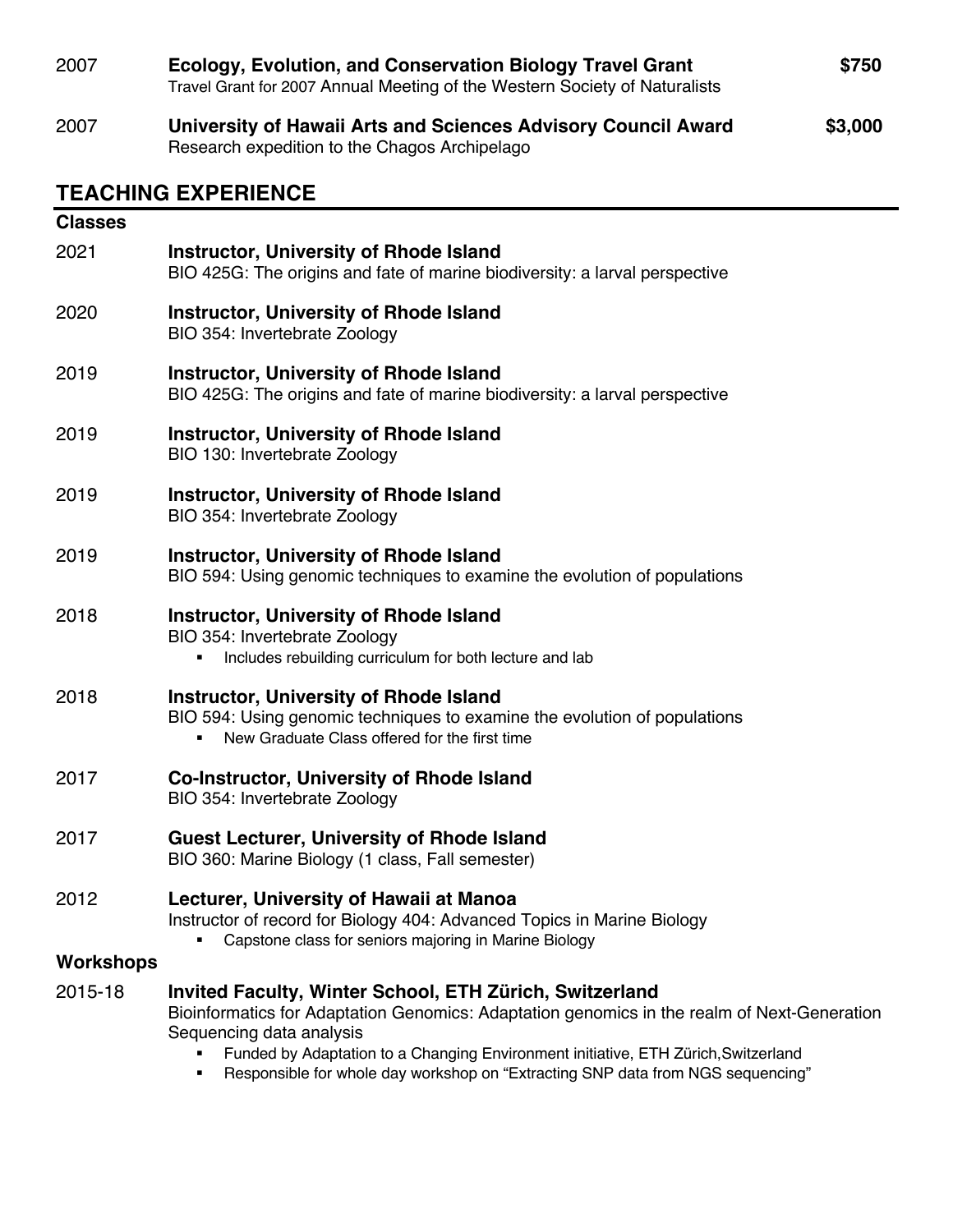2007 **Ecology, Evolution, and Conservation Biology Travel Grant** **$750**
Travel Grant for 2007 Annual Meeting of the Western Society of Naturalists

2007 **University of Hawaii Arts and Sciences Advisory Council Award** **$3,000**
Research expedition to the Chagos Archipelago

## TEACHING EXPERIENCE

### Classes

2021 **Instructor, University of Rhode Island**
BIO 425G: The origins and fate of marine biodiversity: a larval perspective

2020 **Instructor, University of Rhode Island**
BIO 354: Invertebrate Zoology

2019 **Instructor, University of Rhode Island**
BIO 425G: The origins and fate of marine biodiversity: a larval perspective

2019 **Instructor, University of Rhode Island**
BIO 130: Invertebrate Zoology

2019 **Instructor, University of Rhode Island**
BIO 354: Invertebrate Zoology

2019 **Instructor, University of Rhode Island**
BIO 594: Using genomic techniques to examine the evolution of populations

2018 **Instructor, University of Rhode Island**
BIO 354: Invertebrate Zoology

- Includes rebuilding curriculum for both lecture and lab

2018 **Instructor, University of Rhode Island**
BIO 594: Using genomic techniques to examine the evolution of populations

- New Graduate Class offered for the first time

2017 **Co-Instructor, University of Rhode Island**
BIO 354: Invertebrate Zoology

2017 **Guest Lecturer, University of Rhode Island**
BIO 360: Marine Biology (1 class, Fall semester)

2012 **Lecturer, University of Hawaii at Manoa**
Instructor of record for Biology 404: Advanced Topics in Marine Biology

- Capstone class for seniors majoring in Marine Biology

### Workshops

2015-18 **Invited Faculty, Winter School, ETH Zürich, Switzerland**
Bioinformatics for Adaptation Genomics: Adaptation genomics in the realm of Next-Generation Sequencing data analysis

- Funded by Adaptation to a Changing Environment initiative, ETH Zürich,Switzerland
- Responsible for whole day workshop on "Extracting SNP data from NGS sequencing"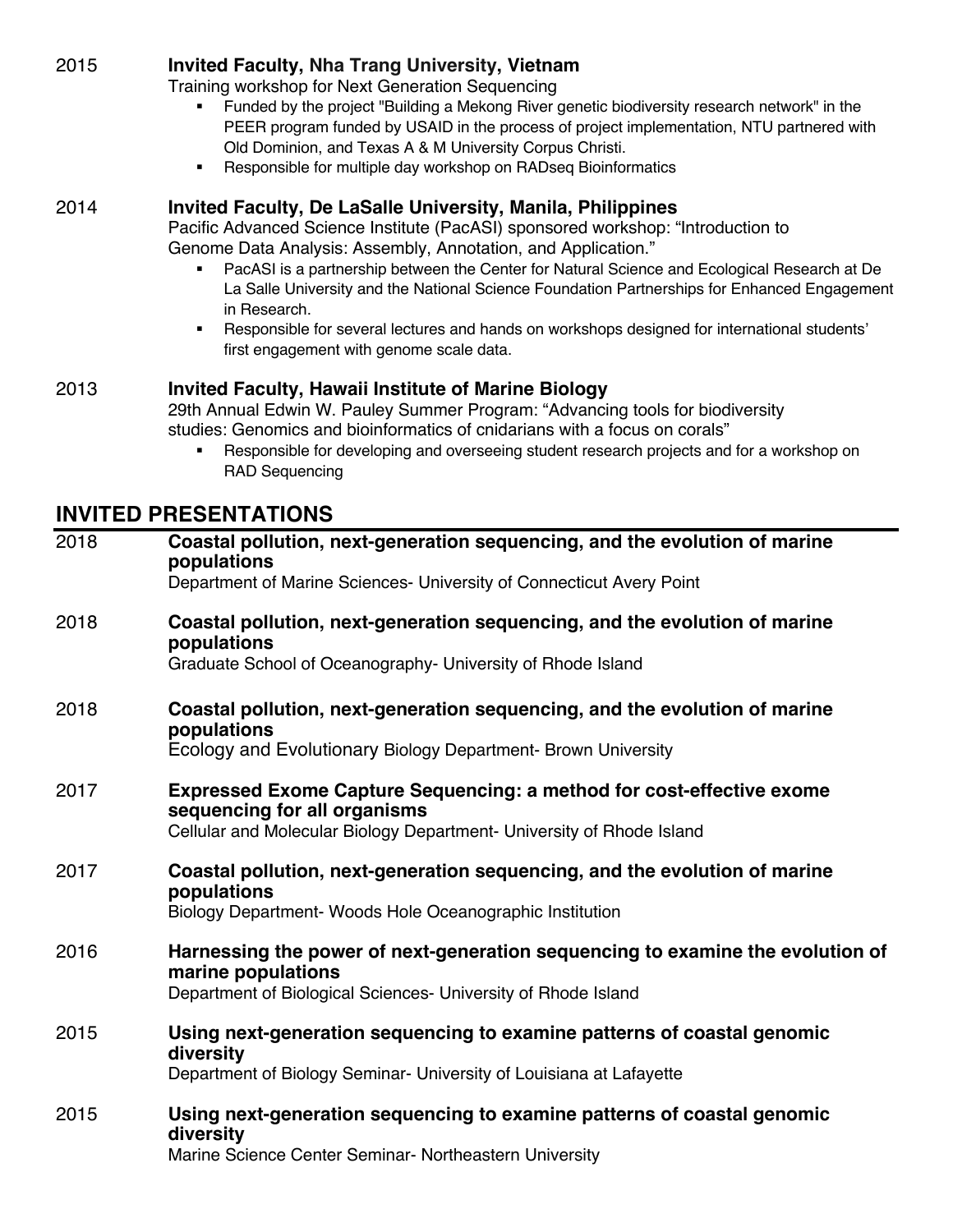2015 **Invited Faculty, Nha Trang University, Vietnam**

Training workshop for Next Generation Sequencing

- Funded by the project "Building a Mekong River genetic biodiversity research network" in the PEER program funded by USAID in the process of project implementation, NTU partnered with Old Dominion, and Texas A & M University Corpus Christi.
- Responsible for multiple day workshop on RADseq Bioinformatics

2014 **Invited Faculty, De LaSalle University, Manila, Philippines**

Pacific Advanced Science Institute (PacASI) sponsored workshop: "Introduction to Genome Data Analysis: Assembly, Annotation, and Application."

- PacASI is a partnership between the Center for Natural Science and Ecological Research at De La Salle University and the National Science Foundation Partnerships for Enhanced Engagement in Research.
- Responsible for several lectures and hands on workshops designed for international students' first engagement with genome scale data.

2013 **Invited Faculty, Hawaii Institute of Marine Biology**

29th Annual Edwin W. Pauley Summer Program: "Advancing tools for biodiversity studies: Genomics and bioinformatics of cnidarians with a focus on corals"

- Responsible for developing and overseeing student research projects and for a workshop on RAD Sequencing

## INVITED PRESENTATIONS

2018 **Coastal pollution, next-generation sequencing, and the evolution of marine populations**
Department of Marine Sciences- University of Connecticut Avery Point

2018 **Coastal pollution, next-generation sequencing, and the evolution of marine populations**
Graduate School of Oceanography- University of Rhode Island

2018 **Coastal pollution, next-generation sequencing, and the evolution of marine populations**
Ecology and Evolutionary Biology Department- Brown University

2017 **Expressed Exome Capture Sequencing: a method for cost-effective exome sequencing for all organisms**
Cellular and Molecular Biology Department- University of Rhode Island

2017 **Coastal pollution, next-generation sequencing, and the evolution of marine populations**
Biology Department- Woods Hole Oceanographic Institution

2016 **Harnessing the power of next-generation sequencing to examine the evolution of marine populations**
Department of Biological Sciences- University of Rhode Island

2015 **Using next-generation sequencing to examine patterns of coastal genomic diversity**
Department of Biology Seminar- University of Louisiana at Lafayette

2015 **Using next-generation sequencing to examine patterns of coastal genomic diversity**
Marine Science Center Seminar- Northeastern University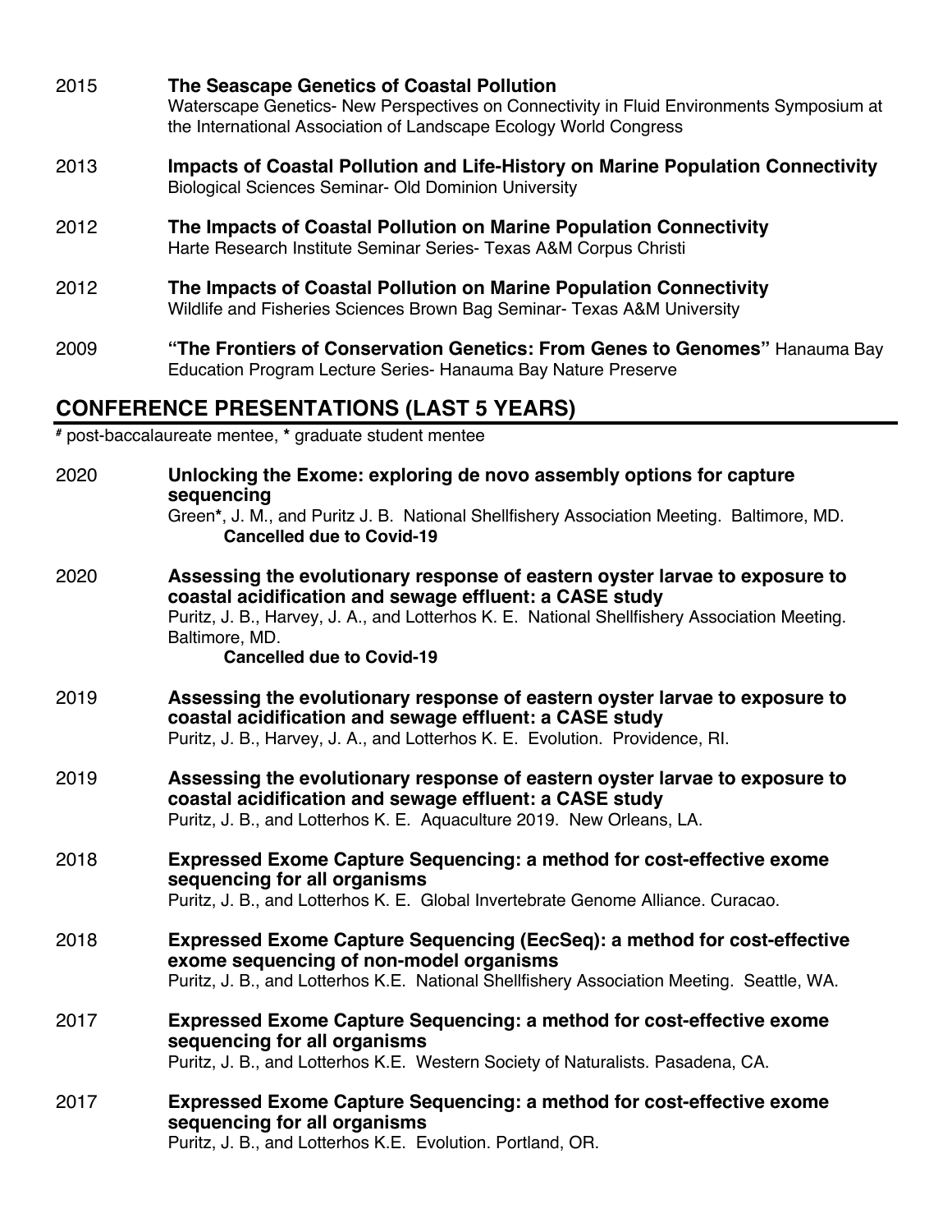2015 **The Seascape Genetics of Coastal Pollution**
Waterscape Genetics- New Perspectives on Connectivity in Fluid Environments Symposium at the International Association of Landscape Ecology World Congress

2013 **Impacts of Coastal Pollution and Life-History on Marine Population Connectivity**
Biological Sciences Seminar- Old Dominion University

2012 **The Impacts of Coastal Pollution on Marine Population Connectivity**
Harte Research Institute Seminar Series- Texas A&M Corpus Christi

2012 **The Impacts of Coastal Pollution on Marine Population Connectivity**
Wildlife and Fisheries Sciences Brown Bag Seminar- Texas A&M University

2009 **"The Frontiers of Conservation Genetics: From Genes to Genomes"** Hanauma Bay Education Program Lecture Series- Hanauma Bay Nature Preserve

## CONFERENCE PRESENTATIONS (LAST 5 YEARS)

# post-baccalaureate mentee, * graduate student mentee

2020 **Unlocking the Exome: exploring de novo assembly options for capture sequencing**
Green*, J. M., and Puritz J. B. National Shellfishery Association Meeting. Baltimore, MD.
**Cancelled due to Covid-19**

2020 **Assessing the evolutionary response of eastern oyster larvae to exposure to coastal acidification and sewage effluent: a CASE study**
Puritz, J. B., Harvey, J. A., and Lotterhos K. E. National Shellfishery Association Meeting. Baltimore, MD.
**Cancelled due to Covid-19**

2019 **Assessing the evolutionary response of eastern oyster larvae to exposure to coastal acidification and sewage effluent: a CASE study**
Puritz, J. B., Harvey, J. A., and Lotterhos K. E. Evolution. Providence, RI.

2019 **Assessing the evolutionary response of eastern oyster larvae to exposure to coastal acidification and sewage effluent: a CASE study**
Puritz, J. B., and Lotterhos K. E. Aquaculture 2019. New Orleans, LA.

2018 **Expressed Exome Capture Sequencing: a method for cost-effective exome sequencing for all organisms**
Puritz, J. B., and Lotterhos K. E. Global Invertebrate Genome Alliance. Curacao.

2018 **Expressed Exome Capture Sequencing (EecSeq): a method for cost-effective exome sequencing of non-model organisms**
Puritz, J. B., and Lotterhos K.E. National Shellfishery Association Meeting. Seattle, WA.

2017 **Expressed Exome Capture Sequencing: a method for cost-effective exome sequencing for all organisms**
Puritz, J. B., and Lotterhos K.E. Western Society of Naturalists. Pasadena, CA.

2017 **Expressed Exome Capture Sequencing: a method for cost-effective exome sequencing for all organisms**
Puritz, J. B., and Lotterhos K.E. Evolution. Portland, OR.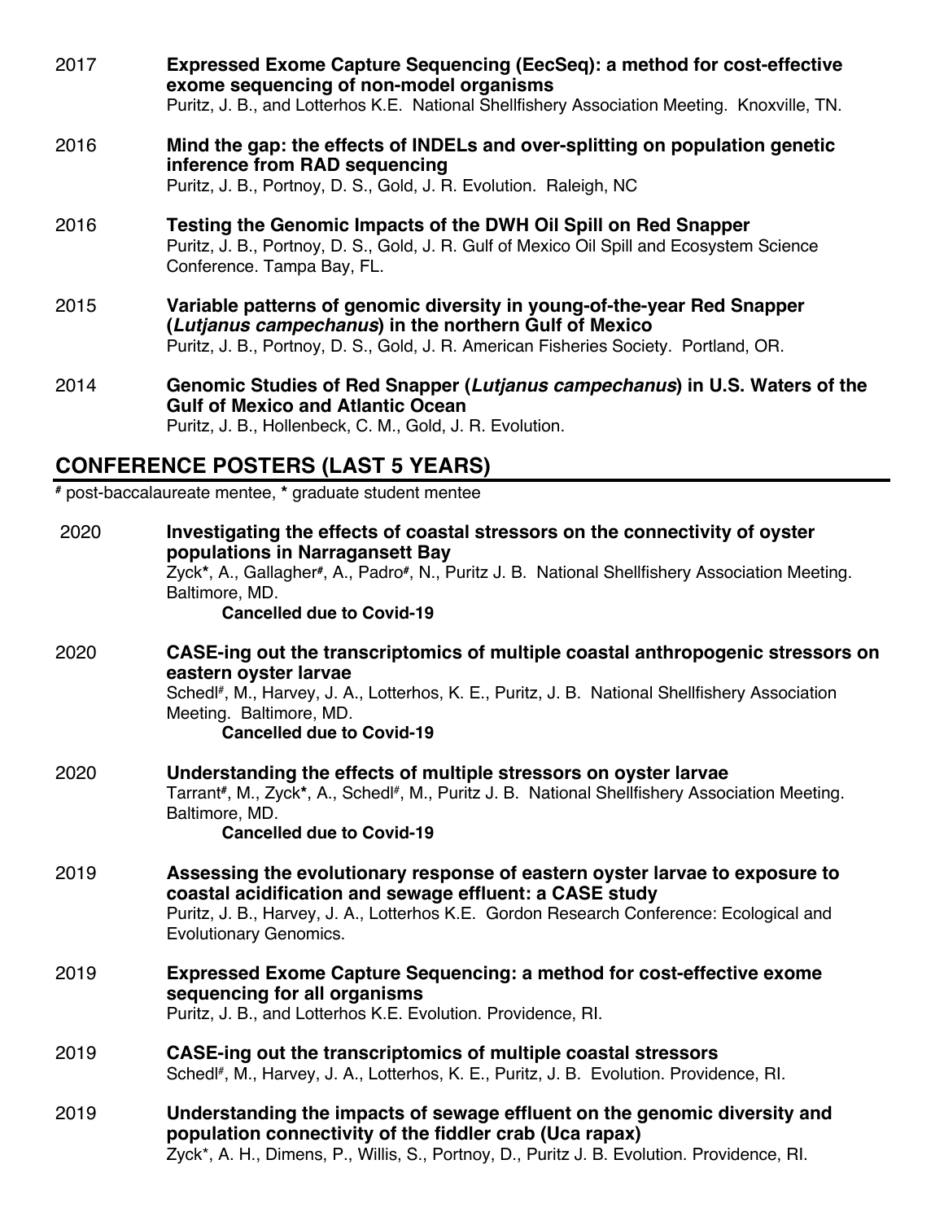2017 **Expressed Exome Capture Sequencing (EecSeq): a method for cost-effective exome sequencing of non-model organisms**
Puritz, J. B., and Lotterhos K.E. National Shellfishery Association Meeting. Knoxville, TN.

2016 **Mind the gap: the effects of INDELs and over-splitting on population genetic inference from RAD sequencing**
Puritz, J. B., Portnoy, D. S., Gold, J. R. Evolution. Raleigh, NC

2016 **Testing the Genomic Impacts of the DWH Oil Spill on Red Snapper**
Puritz, J. B., Portnoy, D. S., Gold, J. R. Gulf of Mexico Oil Spill and Ecosystem Science Conference. Tampa Bay, FL.

2015 **Variable patterns of genomic diversity in young-of-the-year Red Snapper (*Lutjanus campechanus*) in the northern Gulf of Mexico**
Puritz, J. B., Portnoy, D. S., Gold, J. R. American Fisheries Society. Portland, OR.

2014 **Genomic Studies of Red Snapper (*Lutjanus campechanus*) in U.S. Waters of the Gulf of Mexico and Atlantic Ocean**
Puritz, J. B., Hollenbeck, C. M., Gold, J. R. Evolution.

## CONFERENCE POSTERS (LAST 5 YEARS)

# post-baccalaureate mentee, * graduate student mentee

2020 **Investigating the effects of coastal stressors on the connectivity of oyster populations in Narragansett Bay**
Zyck*, A., Gallagher#, A., Padro#, N., Puritz J. B. National Shellfishery Association Meeting. Baltimore, MD.
**Cancelled due to Covid-19**

2020 **CASE-ing out the transcriptomics of multiple coastal anthropogenic stressors on eastern oyster larvae**
Schedl#, M., Harvey, J. A., Lotterhos, K. E., Puritz, J. B. National Shellfishery Association Meeting. Baltimore, MD.
**Cancelled due to Covid-19**

2020 **Understanding the effects of multiple stressors on oyster larvae**
Tarrant#, M., Zyck*, A., Schedl#, M., Puritz J. B. National Shellfishery Association Meeting. Baltimore, MD.
**Cancelled due to Covid-19**

2019 **Assessing the evolutionary response of eastern oyster larvae to exposure to coastal acidification and sewage effluent: a CASE study**
Puritz, J. B., Harvey, J. A., Lotterhos K.E. Gordon Research Conference: Ecological and Evolutionary Genomics.

2019 **Expressed Exome Capture Sequencing: a method for cost-effective exome sequencing for all organisms**
Puritz, J. B., and Lotterhos K.E. Evolution. Providence, RI.

2019 **CASE-ing out the transcriptomics of multiple coastal stressors**
Schedl#, M., Harvey, J. A., Lotterhos, K. E., Puritz, J. B. Evolution. Providence, RI.

2019 **Understanding the impacts of sewage effluent on the genomic diversity and population connectivity of the fiddler crab (Uca rapax)**
Zyck*, A. H., Dimens, P., Willis, S., Portnoy, D., Puritz J. B. Evolution. Providence, RI.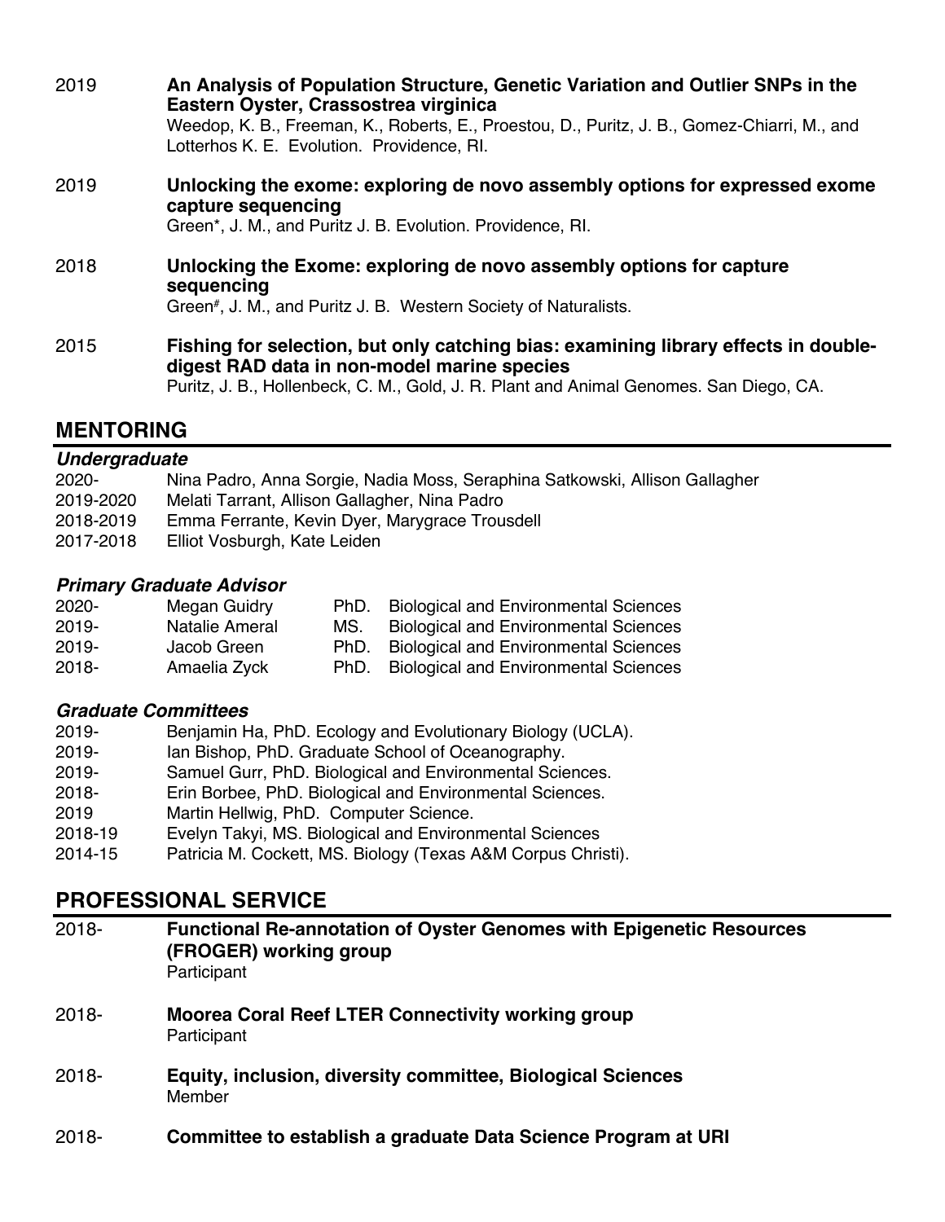2019 **An Analysis of Population Structure, Genetic Variation and Outlier SNPs in the Eastern Oyster, Crassostrea virginica**
Weedop, K. B., Freeman, K., Roberts, E., Proestou, D., Puritz, J. B., Gomez-Chiarri, M., and Lotterhos K. E. Evolution. Providence, RI.

2019 **Unlocking the exome: exploring de novo assembly options for expressed exome capture sequencing**
Green*, J. M., and Puritz J. B. Evolution. Providence, RI.

2018 **Unlocking the Exome: exploring de novo assembly options for capture sequencing**
Green#, J. M., and Puritz J. B. Western Society of Naturalists.

2015 **Fishing for selection, but only catching bias: examining library effects in double-digest RAD data in non-model marine species**
Puritz, J. B., Hollenbeck, C. M., Gold, J. R. Plant and Animal Genomes. San Diego, CA.

## MENTORING

### *Undergraduate*

2020- Nina Padro, Anna Sorgie, Nadia Moss, Seraphina Satkowski, Allison Gallagher
2019-2020 Melati Tarrant, Allison Gallagher, Nina Padro
2018-2019 Emma Ferrante, Kevin Dyer, Marygrace Trousdell
2017-2018 Elliot Vosburgh, Kate Leiden

### *Primary Graduate Advisor*

| | | | |
|---|---|---|---|
| 2020- | Megan Guidry | PhD. | Biological and Environmental Sciences |
| 2019- | Natalie Ameral | MS. | Biological and Environmental Sciences |
| 2019- | Jacob Green | PhD. | Biological and Environmental Sciences |
| 2018- | Amaelia Zyck | PhD. | Biological and Environmental Sciences |

### *Graduate Committees*

2019- Benjamin Ha, PhD. Ecology and Evolutionary Biology (UCLA).
2019- Ian Bishop, PhD. Graduate School of Oceanography.
2019- Samuel Gurr, PhD. Biological and Environmental Sciences.
2018- Erin Borbee, PhD. Biological and Environmental Sciences.
2019 Martin Hellwig, PhD. Computer Science.
2018-19 Evelyn Takyi, MS. Biological and Environmental Sciences
2014-15 Patricia M. Cockett, MS. Biology (Texas A&M Corpus Christi).

## PROFESSIONAL SERVICE

2018- **Functional Re-annotation of Oyster Genomes with Epigenetic Resources (FROGER) working group**
Participant

2018- **Moorea Coral Reef LTER Connectivity working group**
Participant

2018- **Equity, inclusion, diversity committee, Biological Sciences**
Member

2018- **Committee to establish a graduate Data Science Program at URI**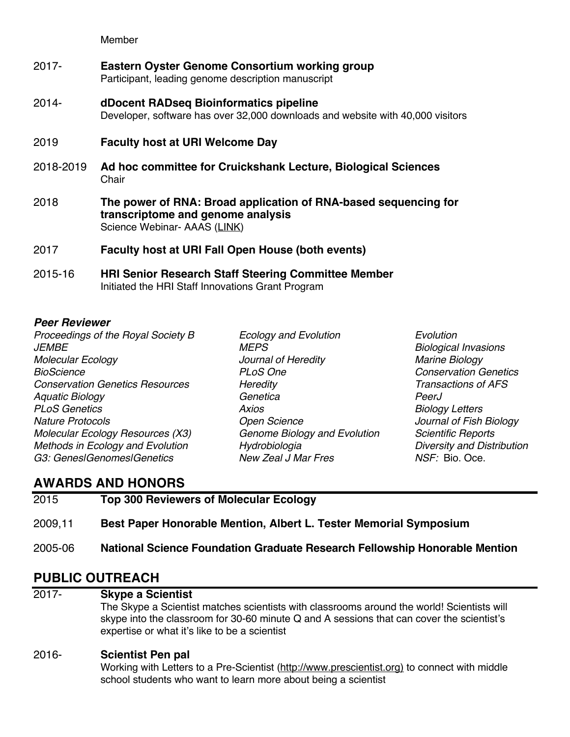Member

**2017-** **Eastern Oyster Genome Consortium working group**
Participant, leading genome description manuscript

**2014-** **dDocent RADseq Bioinformatics pipeline**
Developer, software has over 32,000 downloads and website with 40,000 visitors

**2019** **Faculty host at URI Welcome Day**

**2018-2019** **Ad hoc committee for Cruickshank Lecture, Biological Sciences**
Chair

**2018** **The power of RNA: Broad application of RNA-based sequencing for transcriptome and genome analysis**
Science Webinar- AAAS (LINK)

**2017** **Faculty host at URI Fall Open House (both events)**

**2015-16** **HRI Senior Research Staff Steering Committee Member**
Initiated the HRI Staff Innovations Grant Program

***Peer Reviewer***

*Proceedings of the Royal Society B*
*JEMBE*
*Molecular Ecology*
*BioScience*
*Conservation Genetics Resources*
*Aquatic Biology*
*PLoS Genetics*
*Nature Protocols*
*Molecular Ecology Resources (X3)*
*Methods in Ecology and Evolution*
*G3: Genes|Genomes|Genetics*
*Ecology and Evolution*
*MEPS*
*Journal of Heredity*
*PLoS One*
*Heredity*
*Genetica*
*Axios*
*Open Science*
*Genome Biology and Evolution*
*Hydrobiologia*
*New Zeal J Mar Fres*
*Evolution*
*Biological Invasions*
*Marine Biology*
*Conservation Genetics*
*Transactions of AFS*
*PeerJ*
*Biology Letters*
*Journal of Fish Biology*
*Scientific Reports*
*Diversity and Distribution*
*NSF:* Bio. Oce.

## AWARDS AND HONORS

**2015** **Top 300 Reviewers of Molecular Ecology**

**2009,11** **Best Paper Honorable Mention, Albert L. Tester Memorial Symposium**

**2005-06** **National Science Foundation Graduate Research Fellowship Honorable Mention**

## PUBLIC OUTREACH

**2017-** **Skype a Scientist**
The Skype a Scientist matches scientists with classrooms around the world! Scientists will skype into the classroom for 30-60 minute Q and A sessions that can cover the scientist's expertise or what it's like to be a scientist

**2016-** **Scientist Pen pal**
Working with Letters to a Pre-Scientist (http://www.prescientist.org) to connect with middle school students who want to learn more about being a scientist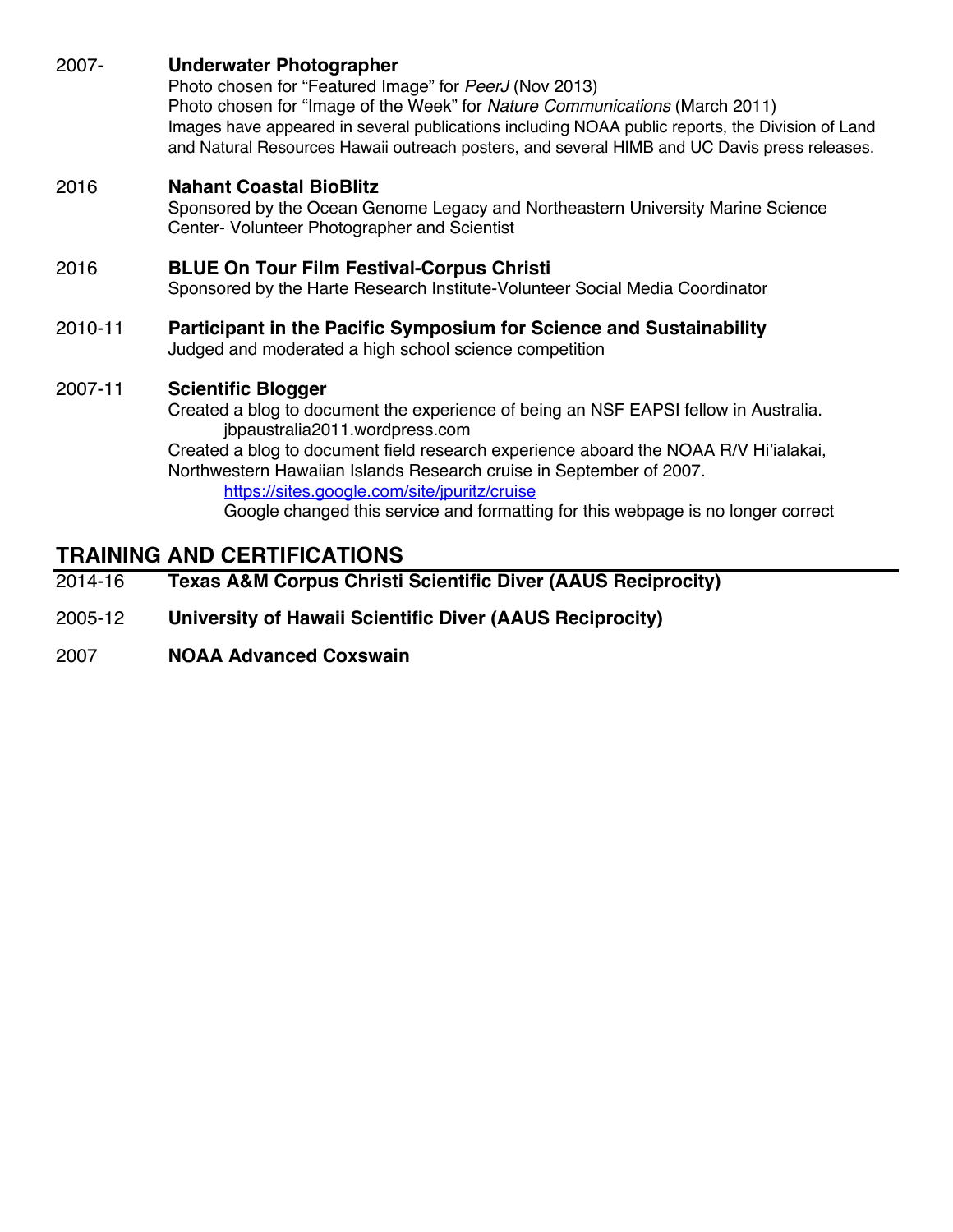2007- **Underwater Photographer**
Photo chosen for “Featured Image” for *PeerJ* (Nov 2013)
Photo chosen for “Image of the Week” for *Nature Communications* (March 2011)
Images have appeared in several publications including NOAA public reports, the Division of Land and Natural Resources Hawaii outreach posters, and several HIMB and UC Davis press releases.

2016 **Nahant Coastal BioBlitz**
Sponsored by the Ocean Genome Legacy and Northeastern University Marine Science Center- Volunteer Photographer and Scientist

2016 **BLUE On Tour Film Festival-Corpus Christi**
Sponsored by the Harte Research Institute-Volunteer Social Media Coordinator

2010-11 **Participant in the Pacific Symposium for Science and Sustainability**
Judged and moderated a high school science competition

2007-11 **Scientific Blogger**
Created a blog to document the experience of being an NSF EAPSI fellow in Australia.
jbpaustralia2011.wordpress.com
Created a blog to document field research experience aboard the NOAA R/V Hi’ialakai, Northwestern Hawaiian Islands Research cruise in September of 2007.
https://sites.google.com/site/jpuritz/cruise
Google changed this service and formatting for this webpage is no longer correct

## TRAINING AND CERTIFICATIONS

2014-16 **Texas A&M Corpus Christi Scientific Diver (AAUS Reciprocity)**

2005-12 **University of Hawaii Scientific Diver (AAUS Reciprocity)**

2007 **NOAA Advanced Coxswain**